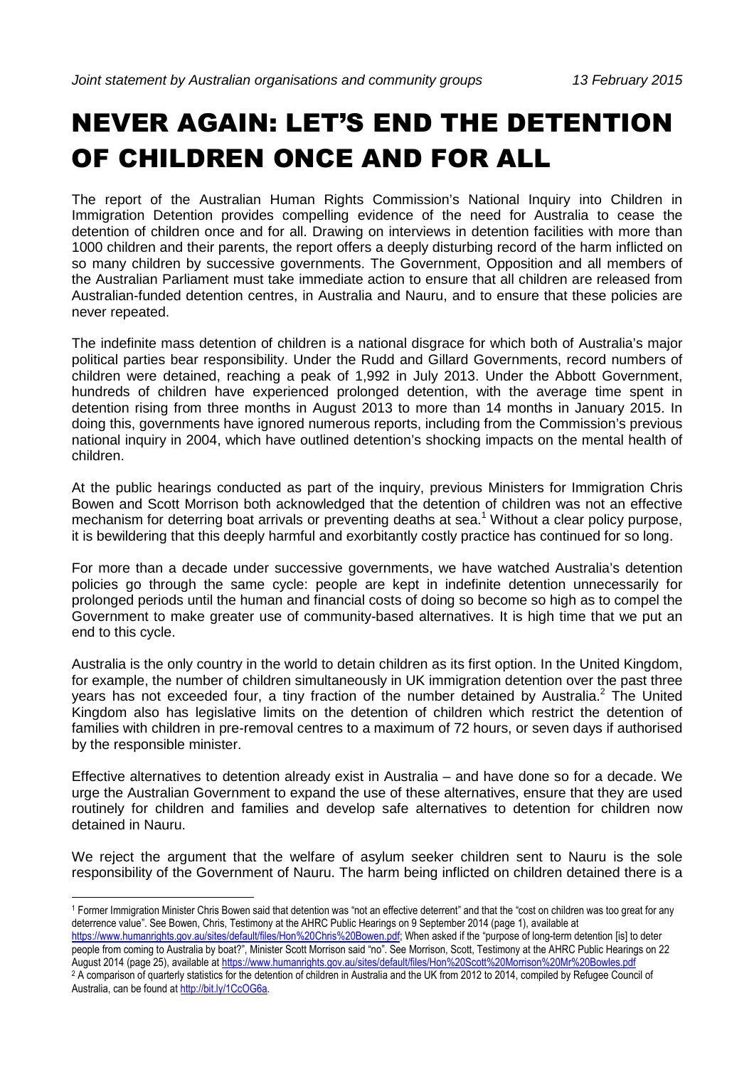*Joint statement by Australian organisations and community groups* *13 February 2015*

# NEVER AGAIN: LET'S END THE DETENTION OF CHILDREN ONCE AND FOR ALL

The report of the Australian Human Rights Commission's National Inquiry into Children in Immigration Detention provides compelling evidence of the need for Australia to cease the detention of children once and for all. Drawing on interviews in detention facilities with more than 1000 children and their parents, the report offers a deeply disturbing record of the harm inflicted on so many children by successive governments. The Government, Opposition and all members of the Australian Parliament must take immediate action to ensure that all children are released from Australian-funded detention centres, in Australia and Nauru, and to ensure that these policies are never repeated.

The indefinite mass detention of children is a national disgrace for which both of Australia's major political parties bear responsibility. Under the Rudd and Gillard Governments, record numbers of children were detained, reaching a peak of 1,992 in July 2013. Under the Abbott Government, hundreds of children have experienced prolonged detention, with the average time spent in detention rising from three months in August 2013 to more than 14 months in January 2015. In doing this, governments have ignored numerous reports, including from the Commission's previous national inquiry in 2004, which have outlined detention's shocking impacts on the mental health of children.

At the public hearings conducted as part of the inquiry, previous Ministers for Immigration Chris Bowen and Scott Morrison both acknowledged that the detention of children was not an effective mechanism for deterring boat arrivals or preventing deaths at sea.[1] Without a clear policy purpose, it is bewildering that this deeply harmful and exorbitantly costly practice has continued for so long.

For more than a decade under successive governments, we have watched Australia's detention policies go through the same cycle: people are kept in indefinite detention unnecessarily for prolonged periods until the human and financial costs of doing so become so high as to compel the Government to make greater use of community-based alternatives. It is high time that we put an end to this cycle.

Australia is the only country in the world to detain children as its first option. In the United Kingdom, for example, the number of children simultaneously in UK immigration detention over the past three years has not exceeded four, a tiny fraction of the number detained by Australia.[2] The United Kingdom also has legislative limits on the detention of children which restrict the detention of families with children in pre-removal centres to a maximum of 72 hours, or seven days if authorised by the responsible minister.

Effective alternatives to detention already exist in Australia – and have done so for a decade. We urge the Australian Government to expand the use of these alternatives, ensure that they are used routinely for children and families and develop safe alternatives to detention for children now detained in Nauru.

We reject the argument that the welfare of asylum seeker children sent to Nauru is the sole responsibility of the Government of Nauru. The harm being inflicted on children detained there is a

---

[1] Former Immigration Minister Chris Bowen said that detention was "not an effective deterrent" and that the "cost on children was too great for any deterrence value". See Bowen, Chris, Testimony at the AHRC Public Hearings on 9 September 2014 (page 1), available at https://www.humanrights.gov.au/sites/default/files/Hon%20Chris%20Bowen.pdf; When asked if the "purpose of long-term detention [is] to deter people from coming to Australia by boat?", Minister Scott Morrison said "no". See Morrison, Scott, Testimony at the AHRC Public Hearings on 22 August 2014 (page 25), available at https://www.humanrights.gov.au/sites/default/files/Hon%20Scott%20Morrison%20Mr%20Bowles.pdf

[2] A comparison of quarterly statistics for the detention of children in Australia and the UK from 2012 to 2014, compiled by Refugee Council of Australia, can be found at http://bit.ly/1CcOG6a.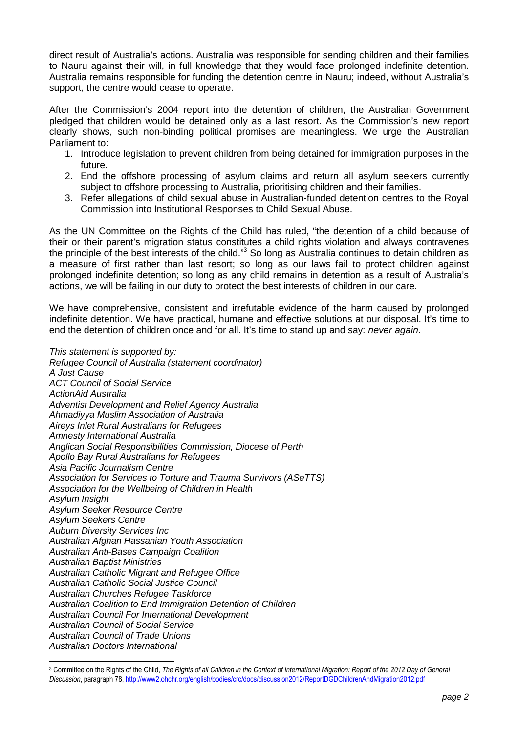direct result of Australia's actions. Australia was responsible for sending children and their families to Nauru against their will, in full knowledge that they would face prolonged indefinite detention. Australia remains responsible for funding the detention centre in Nauru; indeed, without Australia's support, the centre would cease to operate.

After the Commission's 2004 report into the detention of children, the Australian Government pledged that children would be detained only as a last resort. As the Commission's new report clearly shows, such non-binding political promises are meaningless. We urge the Australian Parliament to:

1. Introduce legislation to prevent children from being detained for immigration purposes in the future.
2. End the offshore processing of asylum claims and return all asylum seekers currently subject to offshore processing to Australia, prioritising children and their families.
3. Refer allegations of child sexual abuse in Australian-funded detention centres to the Royal Commission into Institutional Responses to Child Sexual Abuse.

As the UN Committee on the Rights of the Child has ruled, "the detention of a child because of their or their parent's migration status constitutes a child rights violation and always contravenes the principle of the best interests of the child."[3] So long as Australia continues to detain children as a measure of first rather than last resort; so long as our laws fail to protect children against prolonged indefinite detention; so long as any child remains in detention as a result of Australia's actions, we will be failing in our duty to protect the best interests of children in our care.

We have comprehensive, consistent and irrefutable evidence of the harm caused by prolonged indefinite detention. We have practical, humane and effective solutions at our disposal. It's time to end the detention of children once and for all. It's time to stand up and say: *never again*.

*This statement is supported by:*
*Refugee Council of Australia (statement coordinator)*
*A Just Cause*
*ACT Council of Social Service*
*ActionAid Australia*
*Adventist Development and Relief Agency Australia*
*Ahmadiyya Muslim Association of Australia*
*Aireys Inlet Rural Australians for Refugees*
*Amnesty International Australia*
*Anglican Social Responsibilities Commission, Diocese of Perth*
*Apollo Bay Rural Australians for Refugees*
*Asia Pacific Journalism Centre*
*Association for Services to Torture and Trauma Survivors (ASeTTS)*
*Association for the Wellbeing of Children in Health*
*Asylum Insight*
*Asylum Seeker Resource Centre*
*Asylum Seekers Centre*
*Auburn Diversity Services Inc*
*Australian Afghan Hassanian Youth Association*
*Australian Anti-Bases Campaign Coalition*
*Australian Baptist Ministries*
*Australian Catholic Migrant and Refugee Office*
*Australian Catholic Social Justice Council*
*Australian Churches Refugee Taskforce*
*Australian Coalition to End Immigration Detention of Children*
*Australian Council For International Development*
*Australian Council of Social Service*
*Australian Council of Trade Unions*
*Australian Doctors International*

[3] Committee on the Rights of the Child, *The Rights of all Children in the Context of International Migration: Report of the 2012 Day of General Discussion*, paragraph 78, http://www2.ohchr.org/english/bodies/crc/docs/discussion2012/ReportDGDChildrenAndMigration2012.pdf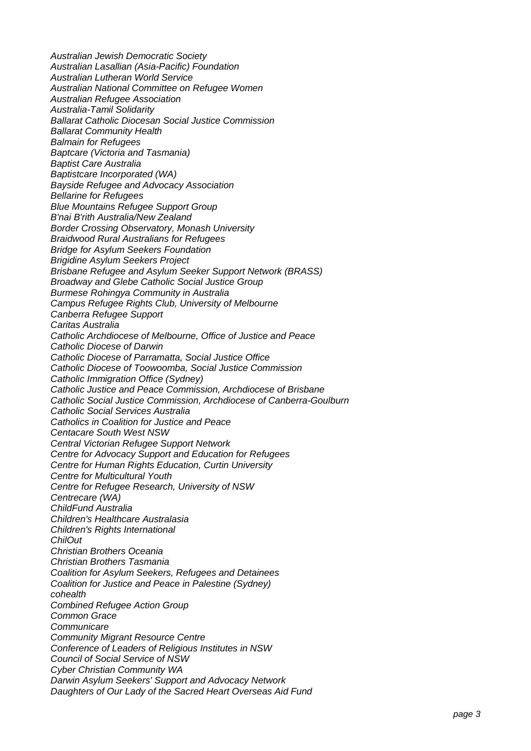*Australian Jewish Democratic Society*
*Australian Lasallian (Asia-Pacific) Foundation*
*Australian Lutheran World Service*
*Australian National Committee on Refugee Women*
*Australian Refugee Association*
*Australia-Tamil Solidarity*
*Ballarat Catholic Diocesan Social Justice Commission*
*Ballarat Community Health*
*Balmain for Refugees*
*Baptcare (Victoria and Tasmania)*
*Baptist Care Australia*
*Baptistcare Incorporated (WA)*
*Bayside Refugee and Advocacy Association*
*Bellarine for Refugees*
*Blue Mountains Refugee Support Group*
*B'nai B'rith Australia/New Zealand*
*Border Crossing Observatory, Monash University*
*Braidwood Rural Australians for Refugees*
*Bridge for Asylum Seekers Foundation*
*Brigidine Asylum Seekers Project*
*Brisbane Refugee and Asylum Seeker Support Network (BRASS)*
*Broadway and Glebe Catholic Social Justice Group*
*Burmese Rohingya Community in Australia*
*Campus Refugee Rights Club, University of Melbourne*
*Canberra Refugee Support*
*Caritas Australia*
*Catholic Archdiocese of Melbourne, Office of Justice and Peace*
*Catholic Diocese of Darwin*
*Catholic Diocese of Parramatta, Social Justice Office*
*Catholic Diocese of Toowoomba, Social Justice Commission*
*Catholic Immigration Office (Sydney)*
*Catholic Justice and Peace Commission, Archdiocese of Brisbane*
*Catholic Social Justice Commission, Archdiocese of Canberra-Goulburn*
*Catholic Social Services Australia*
*Catholics in Coalition for Justice and Peace*
*Centacare South West NSW*
*Central Victorian Refugee Support Network*
*Centre for Advocacy Support and Education for Refugees*
*Centre for Human Rights Education, Curtin University*
*Centre for Multicultural Youth*
*Centre for Refugee Research, University of NSW*
*Centrecare (WA)*
*ChildFund Australia*
*Children's Healthcare Australasia*
*Children's Rights International*
*ChilOut*
*Christian Brothers Oceania*
*Christian Brothers Tasmania*
*Coalition for Asylum Seekers, Refugees and Detainees*
*Coalition for Justice and Peace in Palestine (Sydney)*
*cohealth*
*Combined Refugee Action Group*
*Common Grace*
*Communicare*
*Community Migrant Resource Centre*
*Conference of Leaders of Religious Institutes in NSW*
*Council of Social Service of NSW*
*Cyber Christian Community WA*
*Darwin Asylum Seekers' Support and Advocacy Network*
*Daughters of Our Lady of the Sacred Heart Overseas Aid Fund*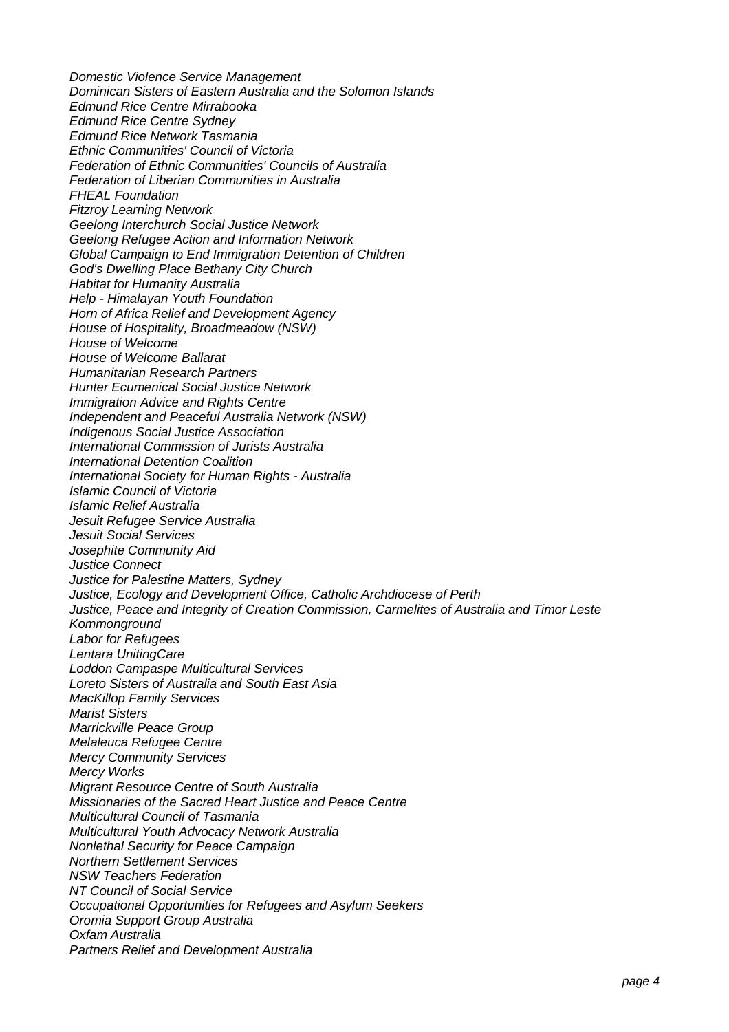*Domestic Violence Service Management*
*Dominican Sisters of Eastern Australia and the Solomon Islands*
*Edmund Rice Centre Mirrabooka*
*Edmund Rice Centre Sydney*
*Edmund Rice Network Tasmania*
*Ethnic Communities' Council of Victoria*
*Federation of Ethnic Communities' Councils of Australia*
*Federation of Liberian Communities in Australia*
*FHEAL Foundation*
*Fitzroy Learning Network*
*Geelong Interchurch Social Justice Network*
*Geelong Refugee Action and Information Network*
*Global Campaign to End Immigration Detention of Children*
*God's Dwelling Place Bethany City Church*
*Habitat for Humanity Australia*
*Help - Himalayan Youth Foundation*
*Horn of Africa Relief and Development Agency*
*House of Hospitality, Broadmeadow (NSW)*
*House of Welcome*
*House of Welcome Ballarat*
*Humanitarian Research Partners*
*Hunter Ecumenical Social Justice Network*
*Immigration Advice and Rights Centre*
*Independent and Peaceful Australia Network (NSW)*
*Indigenous Social Justice Association*
*International Commission of Jurists Australia*
*International Detention Coalition*
*International Society for Human Rights - Australia*
*Islamic Council of Victoria*
*Islamic Relief Australia*
*Jesuit Refugee Service Australia*
*Jesuit Social Services*
*Josephite Community Aid*
*Justice Connect*
*Justice for Palestine Matters, Sydney*
*Justice, Ecology and Development Office, Catholic Archdiocese of Perth*
*Justice, Peace and Integrity of Creation Commission, Carmelites of Australia and Timor Leste*
*Kommonground*
*Labor for Refugees*
*Lentara UnitingCare*
*Loddon Campaspe Multicultural Services*
*Loreto Sisters of Australia and South East Asia*
*MacKillop Family Services*
*Marist Sisters*
*Marrickville Peace Group*
*Melaleuca Refugee Centre*
*Mercy Community Services*
*Mercy Works*
*Migrant Resource Centre of South Australia*
*Missionaries of the Sacred Heart Justice and Peace Centre*
*Multicultural Council of Tasmania*
*Multicultural Youth Advocacy Network Australia*
*Nonlethal Security for Peace Campaign*
*Northern Settlement Services*
*NSW Teachers Federation*
*NT Council of Social Service*
*Occupational Opportunities for Refugees and Asylum Seekers*
*Oromia Support Group Australia*
*Oxfam Australia*
*Partners Relief and Development Australia*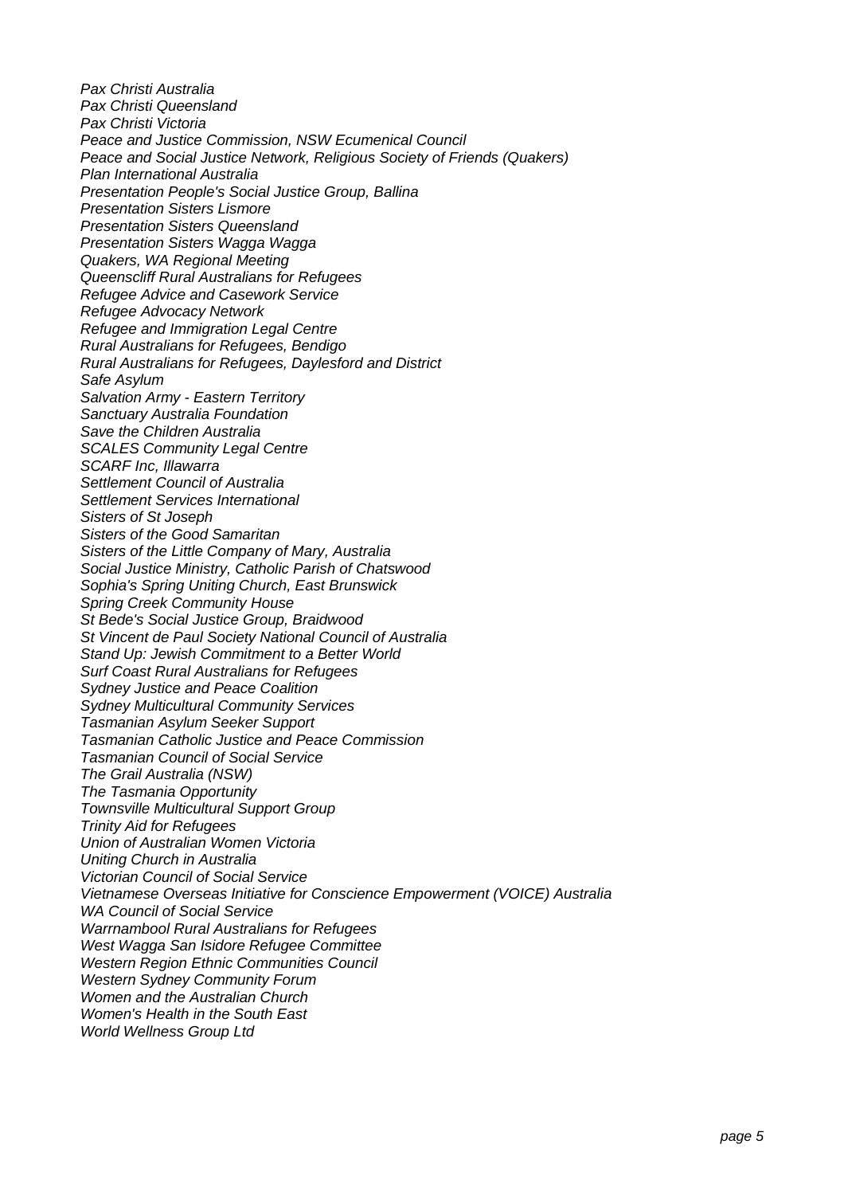*Pax Christi Australia*
*Pax Christi Queensland*
*Pax Christi Victoria*
*Peace and Justice Commission, NSW Ecumenical Council*
*Peace and Social Justice Network, Religious Society of Friends (Quakers)*
*Plan International Australia*
*Presentation People's Social Justice Group, Ballina*
*Presentation Sisters Lismore*
*Presentation Sisters Queensland*
*Presentation Sisters Wagga Wagga*
*Quakers, WA Regional Meeting*
*Queenscliff Rural Australians for Refugees*
*Refugee Advice and Casework Service*
*Refugee Advocacy Network*
*Refugee and Immigration Legal Centre*
*Rural Australians for Refugees, Bendigo*
*Rural Australians for Refugees, Daylesford and District*
*Safe Asylum*
*Salvation Army - Eastern Territory*
*Sanctuary Australia Foundation*
*Save the Children Australia*
*SCALES Community Legal Centre*
*SCARF Inc, Illawarra*
*Settlement Council of Australia*
*Settlement Services International*
*Sisters of St Joseph*
*Sisters of the Good Samaritan*
*Sisters of the Little Company of Mary, Australia*
*Social Justice Ministry, Catholic Parish of Chatswood*
*Sophia's Spring Uniting Church, East Brunswick*
*Spring Creek Community House*
*St Bede's Social Justice Group, Braidwood*
*St Vincent de Paul Society National Council of Australia*
*Stand Up: Jewish Commitment to a Better World*
*Surf Coast Rural Australians for Refugees*
*Sydney Justice and Peace Coalition*
*Sydney Multicultural Community Services*
*Tasmanian Asylum Seeker Support*
*Tasmanian Catholic Justice and Peace Commission*
*Tasmanian Council of Social Service*
*The Grail Australia (NSW)*
*The Tasmania Opportunity*
*Townsville Multicultural Support Group*
*Trinity Aid for Refugees*
*Union of Australian Women Victoria*
*Uniting Church in Australia*
*Victorian Council of Social Service*
*Vietnamese Overseas Initiative for Conscience Empowerment (VOICE) Australia*
*WA Council of Social Service*
*Warrnambool Rural Australians for Refugees*
*West Wagga San Isidore Refugee Committee*
*Western Region Ethnic Communities Council*
*Western Sydney Community Forum*
*Women and the Australian Church*
*Women's Health in the South East*
*World Wellness Group Ltd*